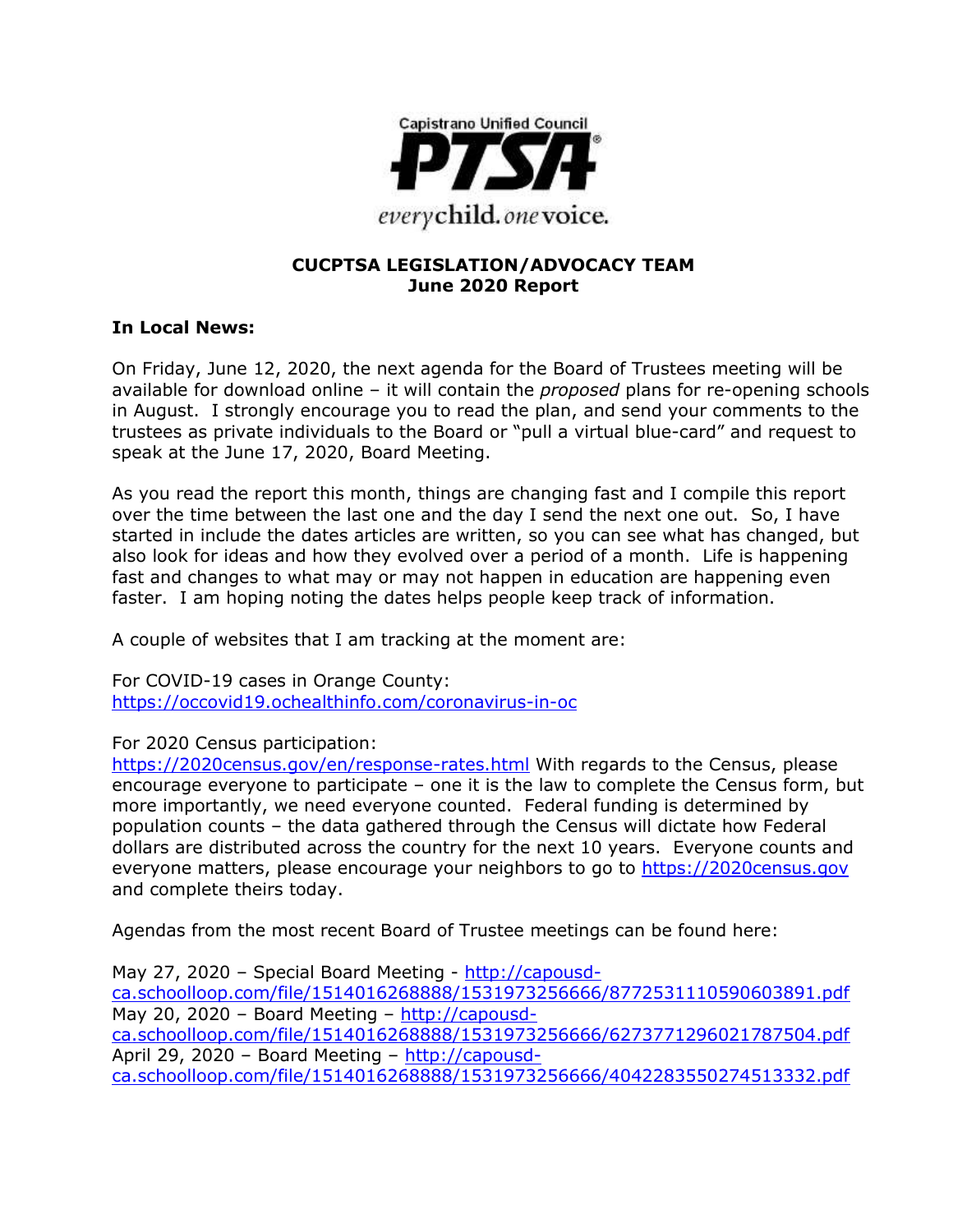Capistrano Unified Council

PTSA

*everychild. onevoice.*

# CUCPTSA LEGISLATION/ADVOCACY TEAM
## June 2020 Report

**In Local News:**

On Friday, June 12, 2020, the next agenda for the Board of Trustees meeting will be available for download online – it will contain the *proposed* plans for re-opening schools in August. I strongly encourage you to read the plan, and send your comments to the trustees as private individuals to the Board or "pull a virtual blue-card" and request to speak at the June 17, 2020, Board Meeting.

As you read the report this month, things are changing fast and I compile this report over the time between the last one and the day I send the next one out. So, I have started in include the dates articles are written, so you can see what has changed, but also look for ideas and how they evolved over a period of a month. Life is happening fast and changes to what may or may not happen in education are happening even faster. I am hoping noting the dates helps people keep track of information.

A couple of websites that I am tracking at the moment are:

For COVID-19 cases in Orange County:
https://occovid19.ochealthinfo.com/coronavirus-in-oc

For 2020 Census participation:
https://2020census.gov/en/response-rates.html With regards to the Census, please encourage everyone to participate – one it is the law to complete the Census form, but more importantly, we need everyone counted. Federal funding is determined by population counts – the data gathered through the Census will dictate how Federal dollars are distributed across the country for the next 10 years. Everyone counts and everyone matters, please encourage your neighbors to go to https://2020census.gov and complete theirs today.

Agendas from the most recent Board of Trustee meetings can be found here:

May 27, 2020 – Special Board Meeting - http://capousd-ca.schoolloop.com/file/1514016268888/1531973256666/8772531110590603891.pdf
May 20, 2020 – Board Meeting – http://capousd-ca.schoolloop.com/file/1514016268888/1531973256666/6273771296021787504.pdf
April 29, 2020 – Board Meeting – http://capousd-ca.schoolloop.com/file/1514016268888/1531973256666/4042283550274513332.pdf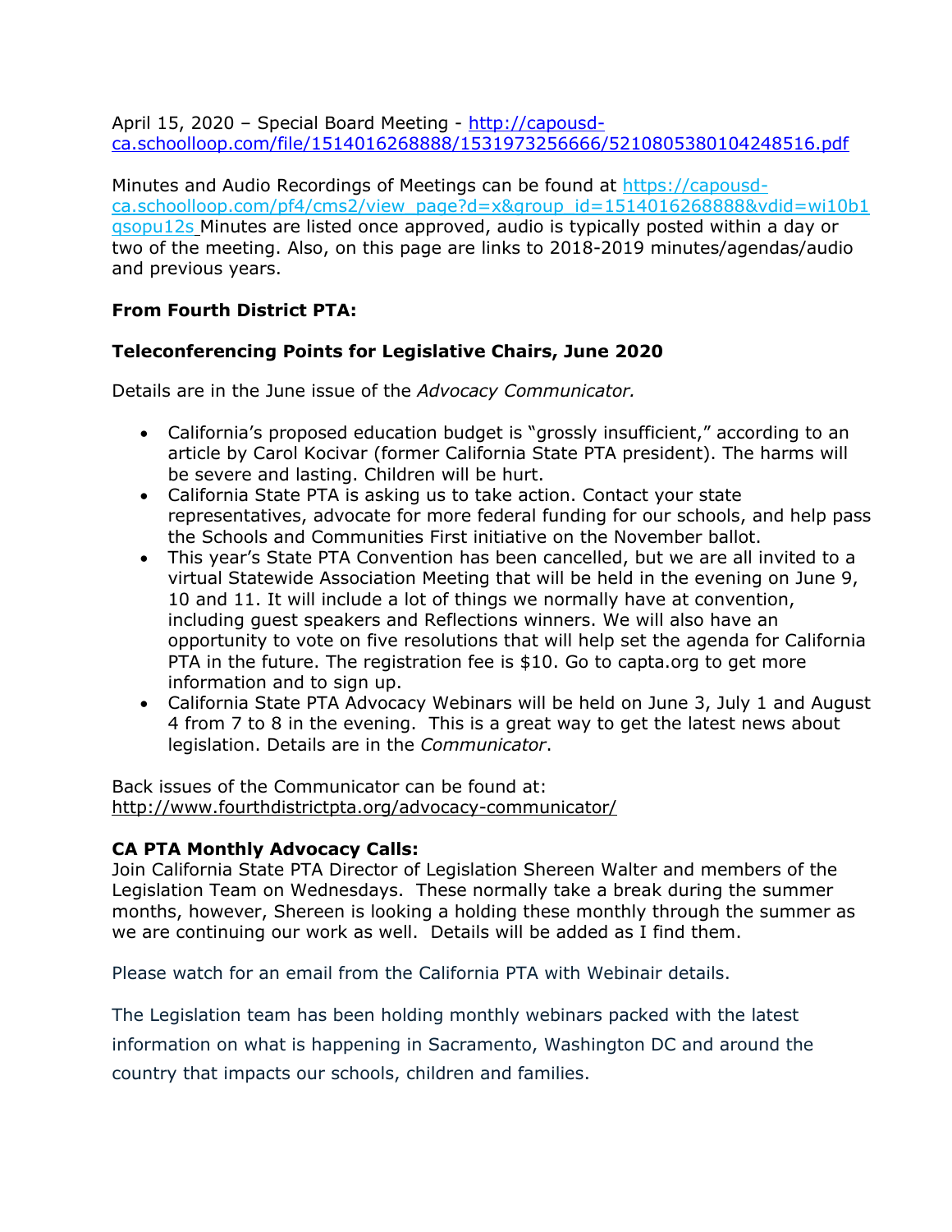April 15, 2020 – Special Board Meeting - http://capousd-ca.schoolloop.com/file/1514016268888/1531973256666/5210805380104248516.pdf

Minutes and Audio Recordings of Meetings can be found at https://capousd-ca.schoolloop.com/pf4/cms2/view_page?d=x&group_id=1514016268888&vdid=wi10b1qsopu12s Minutes are listed once approved, audio is typically posted within a day or two of the meeting. Also, on this page are links to 2018-2019 minutes/agendas/audio and previous years.

**From Fourth District PTA:**

**Teleconferencing Points for Legislative Chairs, June 2020**

Details are in the June issue of the *Advocacy Communicator.*

- California's proposed education budget is "grossly insufficient," according to an article by Carol Kocivar (former California State PTA president). The harms will be severe and lasting. Children will be hurt.
- California State PTA is asking us to take action. Contact your state representatives, advocate for more federal funding for our schools, and help pass the Schools and Communities First initiative on the November ballot.
- This year's State PTA Convention has been cancelled, but we are all invited to a virtual Statewide Association Meeting that will be held in the evening on June 9, 10 and 11. It will include a lot of things we normally have at convention, including guest speakers and Reflections winners. We will also have an opportunity to vote on five resolutions that will help set the agenda for California PTA in the future. The registration fee is $10. Go to capta.org to get more information and to sign up.
- California State PTA Advocacy Webinars will be held on June 3, July 1 and August 4 from 7 to 8 in the evening. This is a great way to get the latest news about legislation. Details are in the *Communicator*.

Back issues of the Communicator can be found at:
http://www.fourthdistrictpta.org/advocacy-communicator/

**CA PTA Monthly Advocacy Calls:**
Join California State PTA Director of Legislation Shereen Walter and members of the Legislation Team on Wednesdays. These normally take a break during the summer months, however, Shereen is looking a holding these monthly through the summer as we are continuing our work as well. Details will be added as I find them.

Please watch for an email from the California PTA with Webinair details.

The Legislation team has been holding monthly webinars packed with the latest information on what is happening in Sacramento, Washington DC and around the country that impacts our schools, children and families.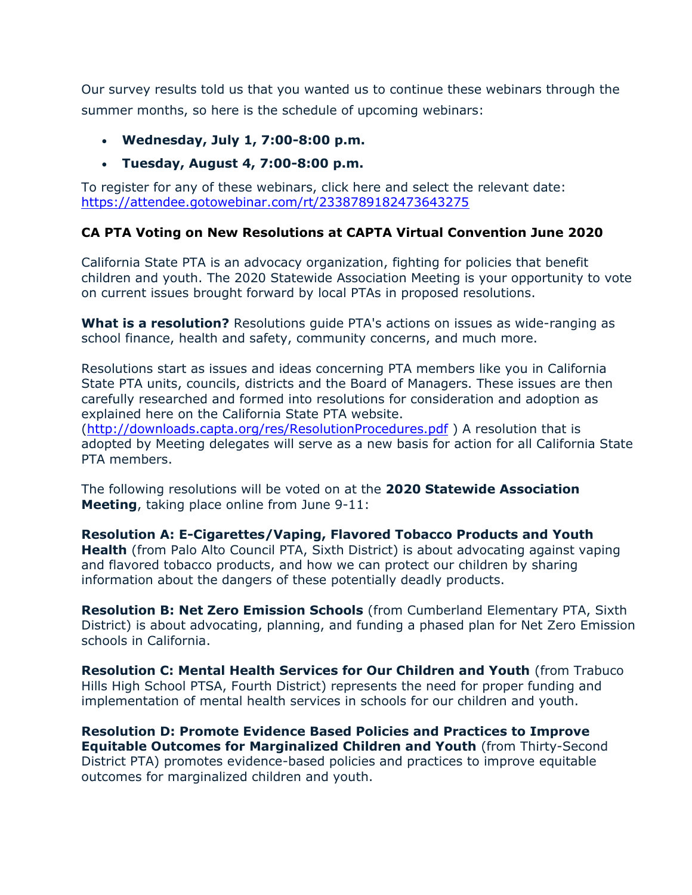Our survey results told us that you wanted us to continue these webinars through the summer months, so here is the schedule of upcoming webinars:

- **Wednesday, July 1, 7:00-8:00 p.m.**
- **Tuesday, August 4, 7:00-8:00 p.m.**

To register for any of these webinars, click here and select the relevant date: https://attendee.gotowebinar.com/rt/2338789182473643275

**CA PTA Voting on New Resolutions at CAPTA Virtual Convention June 2020**

California State PTA is an advocacy organization, fighting for policies that benefit children and youth. The 2020 Statewide Association Meeting is your opportunity to vote on current issues brought forward by local PTAs in proposed resolutions.

**What is a resolution?** Resolutions guide PTA's actions on issues as wide-ranging as school finance, health and safety, community concerns, and much more.

Resolutions start as issues and ideas concerning PTA members like you in California State PTA units, councils, districts and the Board of Managers. These issues are then carefully researched and formed into resolutions for consideration and adoption as explained here on the California State PTA website. (http://downloads.capta.org/res/ResolutionProcedures.pdf ) A resolution that is adopted by Meeting delegates will serve as a new basis for action for all California State PTA members.

The following resolutions will be voted on at the **2020 Statewide Association Meeting**, taking place online from June 9-11:

**Resolution A: E-Cigarettes/Vaping, Flavored Tobacco Products and Youth Health** (from Palo Alto Council PTA, Sixth District) is about advocating against vaping and flavored tobacco products, and how we can protect our children by sharing information about the dangers of these potentially deadly products.

**Resolution B: Net Zero Emission Schools** (from Cumberland Elementary PTA, Sixth District) is about advocating, planning, and funding a phased plan for Net Zero Emission schools in California.

**Resolution C: Mental Health Services for Our Children and Youth** (from Trabuco Hills High School PTSA, Fourth District) represents the need for proper funding and implementation of mental health services in schools for our children and youth.

**Resolution D: Promote Evidence Based Policies and Practices to Improve Equitable Outcomes for Marginalized Children and Youth** (from Thirty-Second District PTA) promotes evidence-based policies and practices to improve equitable outcomes for marginalized children and youth.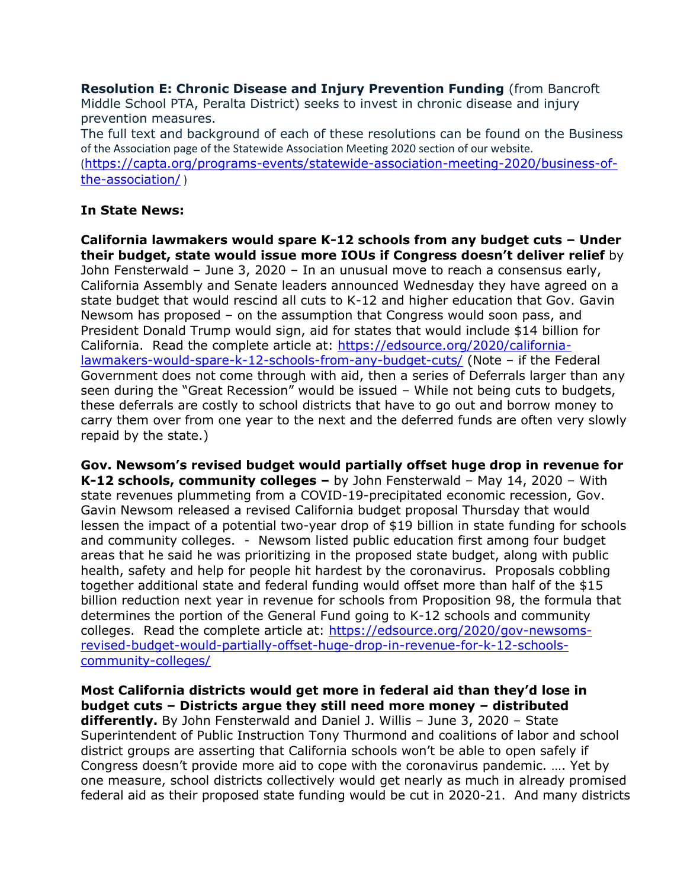**Resolution E: Chronic Disease and Injury Prevention Funding** (from Bancroft Middle School PTA, Peralta District) seeks to invest in chronic disease and injury prevention measures.

The full text and background of each of these resolutions can be found on the Business of the Association page of the Statewide Association Meeting 2020 section of our website. (https://capta.org/programs-events/statewide-association-meeting-2020/business-of-the-association/ )

**In State News:**

**California lawmakers would spare K-12 schools from any budget cuts – Under their budget, state would issue more IOUs if Congress doesn't deliver relief** by John Fensterwald – June 3, 2020 – In an unusual move to reach a consensus early, California Assembly and Senate leaders announced Wednesday they have agreed on a state budget that would rescind all cuts to K-12 and higher education that Gov. Gavin Newsom has proposed – on the assumption that Congress would soon pass, and President Donald Trump would sign, aid for states that would include $14 billion for California. Read the complete article at: https://edsource.org/2020/california-lawmakers-would-spare-k-12-schools-from-any-budget-cuts/ (Note – if the Federal Government does not come through with aid, then a series of Deferrals larger than any seen during the "Great Recession" would be issued – While not being cuts to budgets, these deferrals are costly to school districts that have to go out and borrow money to carry them over from one year to the next and the deferred funds are often very slowly repaid by the state.)

**Gov. Newsom's revised budget would partially offset huge drop in revenue for K-12 schools, community colleges –** by John Fensterwald – May 14, 2020 – With state revenues plummeting from a COVID-19-precipitated economic recession, Gov. Gavin Newsom released a revised California budget proposal Thursday that would lessen the impact of a potential two-year drop of $19 billion in state funding for schools and community colleges. - Newsom listed public education first among four budget areas that he said he was prioritizing in the proposed state budget, along with public health, safety and help for people hit hardest by the coronavirus. Proposals cobbling together additional state and federal funding would offset more than half of the $15 billion reduction next year in revenue for schools from Proposition 98, the formula that determines the portion of the General Fund going to K-12 schools and community colleges. Read the complete article at: https://edsource.org/2020/gov-newsoms-revised-budget-would-partially-offset-huge-drop-in-revenue-for-k-12-schools-community-colleges/

**Most California districts would get more in federal aid than they'd lose in budget cuts – Districts argue they still need more money – distributed differently.** By John Fensterwald and Daniel J. Willis – June 3, 2020 – State Superintendent of Public Instruction Tony Thurmond and coalitions of labor and school district groups are asserting that California schools won't be able to open safely if Congress doesn't provide more aid to cope with the coronavirus pandemic. …. Yet by one measure, school districts collectively would get nearly as much in already promised federal aid as their proposed state funding would be cut in 2020-21. And many districts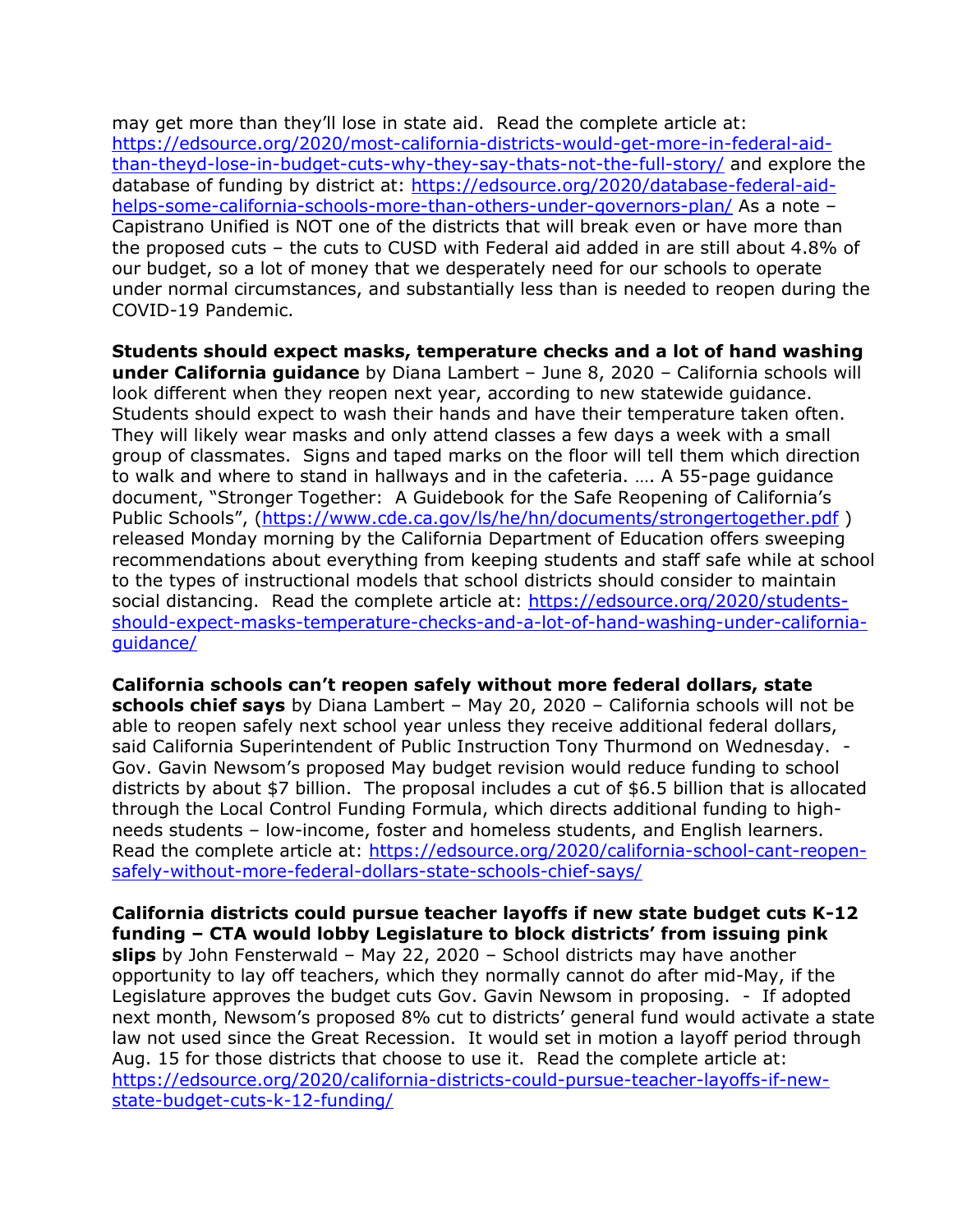may get more than they'll lose in state aid. Read the complete article at: https://edsource.org/2020/most-california-districts-would-get-more-in-federal-aid-than-theyd-lose-in-budget-cuts-why-they-say-thats-not-the-full-story/ and explore the database of funding by district at: https://edsource.org/2020/database-federal-aid-helps-some-california-schools-more-than-others-under-governors-plan/ As a note – Capistrano Unified is NOT one of the districts that will break even or have more than the proposed cuts – the cuts to CUSD with Federal aid added in are still about 4.8% of our budget, so a lot of money that we desperately need for our schools to operate under normal circumstances, and substantially less than is needed to reopen during the COVID-19 Pandemic.

**Students should expect masks, temperature checks and a lot of hand washing under California guidance** by Diana Lambert – June 8, 2020 – California schools will look different when they reopen next year, according to new statewide guidance. Students should expect to wash their hands and have their temperature taken often. They will likely wear masks and only attend classes a few days a week with a small group of classmates. Signs and taped marks on the floor will tell them which direction to walk and where to stand in hallways and in the cafeteria. …. A 55-page guidance document, "Stronger Together: A Guidebook for the Safe Reopening of California's Public Schools", (https://www.cde.ca.gov/ls/he/hn/documents/strongertogether.pdf ) released Monday morning by the California Department of Education offers sweeping recommendations about everything from keeping students and staff safe while at school to the types of instructional models that school districts should consider to maintain social distancing. Read the complete article at: https://edsource.org/2020/students-should-expect-masks-temperature-checks-and-a-lot-of-hand-washing-under-california-guidance/

**California schools can't reopen safely without more federal dollars, state schools chief says** by Diana Lambert – May 20, 2020 – California schools will not be able to reopen safely next school year unless they receive additional federal dollars, said California Superintendent of Public Instruction Tony Thurmond on Wednesday. - Gov. Gavin Newsom's proposed May budget revision would reduce funding to school districts by about $7 billion. The proposal includes a cut of $6.5 billion that is allocated through the Local Control Funding Formula, which directs additional funding to high-needs students – low-income, foster and homeless students, and English learners. Read the complete article at: https://edsource.org/2020/california-school-cant-reopen-safely-without-more-federal-dollars-state-schools-chief-says/

**California districts could pursue teacher layoffs if new state budget cuts K-12 funding – CTA would lobby Legislature to block districts' from issuing pink slips** by John Fensterwald – May 22, 2020 – School districts may have another opportunity to lay off teachers, which they normally cannot do after mid-May, if the Legislature approves the budget cuts Gov. Gavin Newsom in proposing. - If adopted next month, Newsom's proposed 8% cut to districts' general fund would activate a state law not used since the Great Recession. It would set in motion a layoff period through Aug. 15 for those districts that choose to use it. Read the complete article at: https://edsource.org/2020/california-districts-could-pursue-teacher-layoffs-if-new-state-budget-cuts-k-12-funding/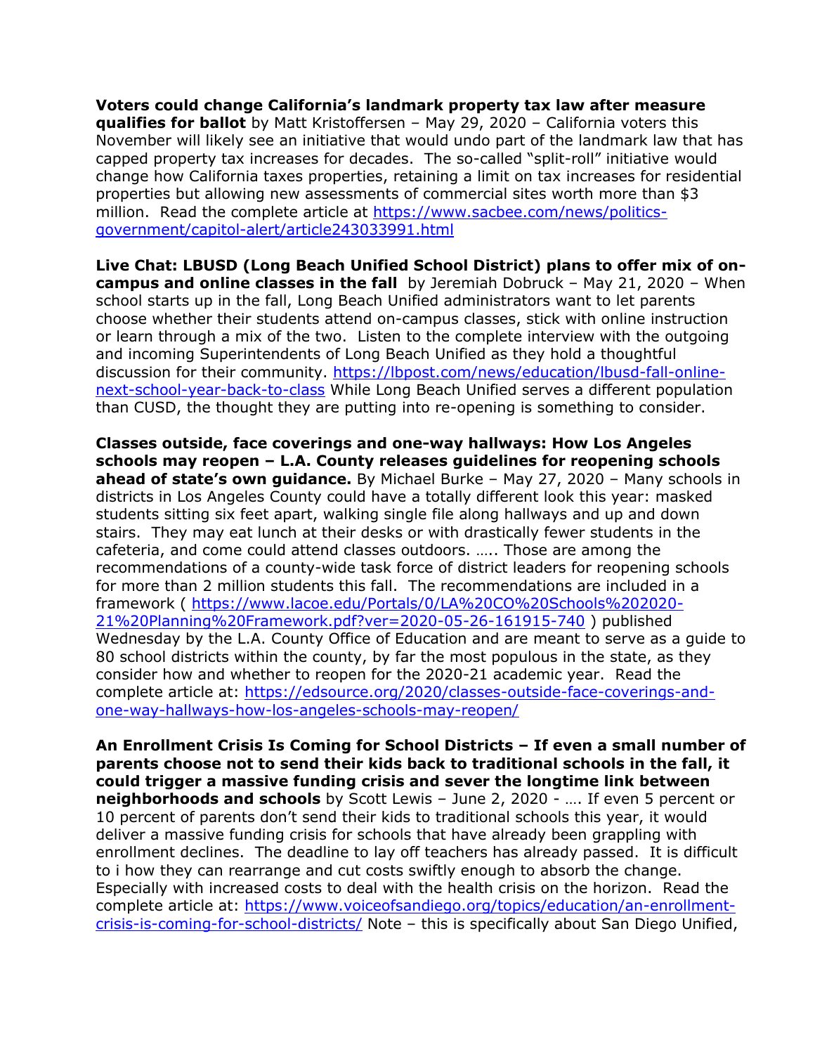**Voters could change California's landmark property tax law after measure qualifies for ballot** by Matt Kristoffersen – May 29, 2020 – California voters this November will likely see an initiative that would undo part of the landmark law that has capped property tax increases for decades. The so-called "split-roll" initiative would change how California taxes properties, retaining a limit on tax increases for residential properties but allowing new assessments of commercial sites worth more than $3 million. Read the complete article at https://www.sacbee.com/news/politics-government/capitol-alert/article243033991.html

**Live Chat: LBUSD (Long Beach Unified School District) plans to offer mix of on-campus and online classes in the fall** by Jeremiah Dobruck – May 21, 2020 – When school starts up in the fall, Long Beach Unified administrators want to let parents choose whether their students attend on-campus classes, stick with online instruction or learn through a mix of the two. Listen to the complete interview with the outgoing and incoming Superintendents of Long Beach Unified as they hold a thoughtful discussion for their community. https://lbpost.com/news/education/lbusd-fall-online-next-school-year-back-to-class While Long Beach Unified serves a different population than CUSD, the thought they are putting into re-opening is something to consider.

**Classes outside, face coverings and one-way hallways: How Los Angeles schools may reopen – L.A. County releases guidelines for reopening schools ahead of state's own guidance.** By Michael Burke – May 27, 2020 – Many schools in districts in Los Angeles County could have a totally different look this year: masked students sitting six feet apart, walking single file along hallways and up and down stairs. They may eat lunch at their desks or with drastically fewer students in the cafeteria, and come could attend classes outdoors. ….. Those are among the recommendations of a county-wide task force of district leaders for reopening schools for more than 2 million students this fall. The recommendations are included in a framework ( https://www.lacoe.edu/Portals/0/LA%20CO%20Schools%202020-21%20Planning%20Framework.pdf?ver=2020-05-26-161915-740 ) published Wednesday by the L.A. County Office of Education and are meant to serve as a guide to 80 school districts within the county, by far the most populous in the state, as they consider how and whether to reopen for the 2020-21 academic year. Read the complete article at: https://edsource.org/2020/classes-outside-face-coverings-and-one-way-hallways-how-los-angeles-schools-may-reopen/

**An Enrollment Crisis Is Coming for School Districts – If even a small number of parents choose not to send their kids back to traditional schools in the fall, it could trigger a massive funding crisis and sever the longtime link between neighborhoods and schools** by Scott Lewis – June 2, 2020 - …. If even 5 percent or 10 percent of parents don't send their kids to traditional schools this year, it would deliver a massive funding crisis for schools that have already been grappling with enrollment declines. The deadline to lay off teachers has already passed. It is difficult to i how they can rearrange and cut costs swiftly enough to absorb the change. Especially with increased costs to deal with the health crisis on the horizon. Read the complete article at: https://www.voiceofsandiego.org/topics/education/an-enrollment-crisis-is-coming-for-school-districts/ Note – this is specifically about San Diego Unified,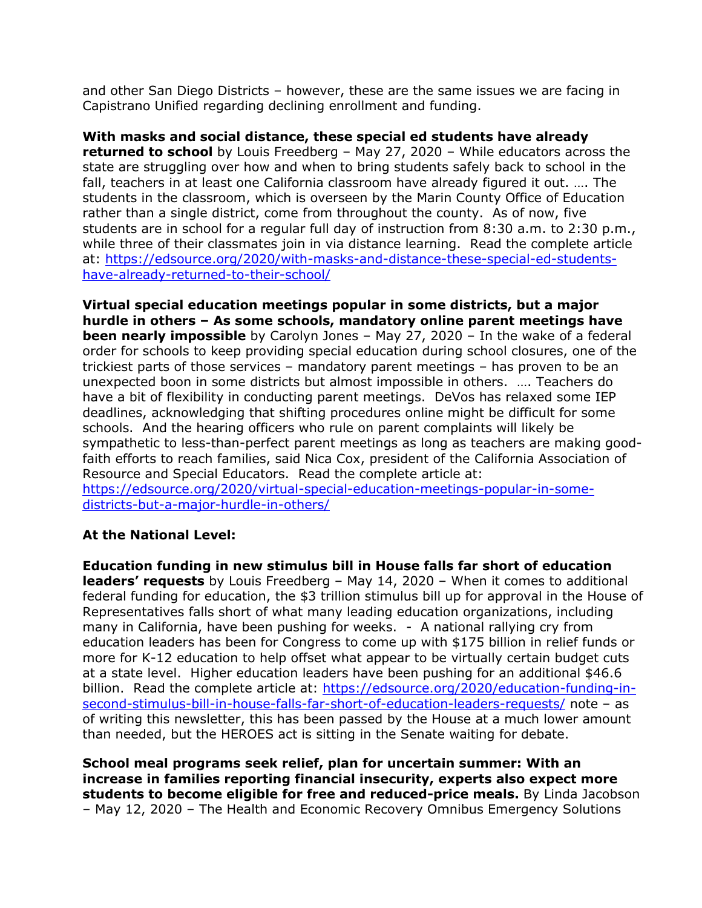and other San Diego Districts – however, these are the same issues we are facing in Capistrano Unified regarding declining enrollment and funding.

**With masks and social distance, these special ed students have already returned to school** by Louis Freedberg – May 27, 2020 – While educators across the state are struggling over how and when to bring students safely back to school in the fall, teachers in at least one California classroom have already figured it out. …. The students in the classroom, which is overseen by the Marin County Office of Education rather than a single district, come from throughout the county. As of now, five students are in school for a regular full day of instruction from 8:30 a.m. to 2:30 p.m., while three of their classmates join in via distance learning. Read the complete article at: [https://edsource.org/2020/with-masks-and-distance-these-special-ed-students-have-already-returned-to-their-school/](https://edsource.org/2020/with-masks-and-distance-these-special-ed-students-have-already-returned-to-their-school/)

**Virtual special education meetings popular in some districts, but a major hurdle in others – As some schools, mandatory online parent meetings have been nearly impossible** by Carolyn Jones – May 27, 2020 – In the wake of a federal order for schools to keep providing special education during school closures, one of the trickiest parts of those services – mandatory parent meetings – has proven to be an unexpected boon in some districts but almost impossible in others. …. Teachers do have a bit of flexibility in conducting parent meetings. DeVos has relaxed some IEP deadlines, acknowledging that shifting procedures online might be difficult for some schools. And the hearing officers who rule on parent complaints will likely be sympathetic to less-than-perfect parent meetings as long as teachers are making good-faith efforts to reach families, said Nica Cox, president of the California Association of Resource and Special Educators. Read the complete article at: [https://edsource.org/2020/virtual-special-education-meetings-popular-in-some-districts-but-a-major-hurdle-in-others/](https://edsource.org/2020/virtual-special-education-meetings-popular-in-some-districts-but-a-major-hurdle-in-others/)

**At the National Level:**

**Education funding in new stimulus bill in House falls far short of education leaders' requests** by Louis Freedberg – May 14, 2020 – When it comes to additional federal funding for education, the $3 trillion stimulus bill up for approval in the House of Representatives falls short of what many leading education organizations, including many in California, have been pushing for weeks. - A national rallying cry from education leaders has been for Congress to come up with $175 billion in relief funds or more for K-12 education to help offset what appear to be virtually certain budget cuts at a state level. Higher education leaders have been pushing for an additional $46.6 billion. Read the complete article at: [https://edsource.org/2020/education-funding-in-second-stimulus-bill-in-house-falls-far-short-of-education-leaders-requests/](https://edsource.org/2020/education-funding-in-second-stimulus-bill-in-house-falls-far-short-of-education-leaders-requests/) note – as of writing this newsletter, this has been passed by the House at a much lower amount than needed, but the HEROES act is sitting in the Senate waiting for debate.

**School meal programs seek relief, plan for uncertain summer: With an increase in families reporting financial insecurity, experts also expect more students to become eligible for free and reduced-price meals.** By Linda Jacobson – May 12, 2020 – The Health and Economic Recovery Omnibus Emergency Solutions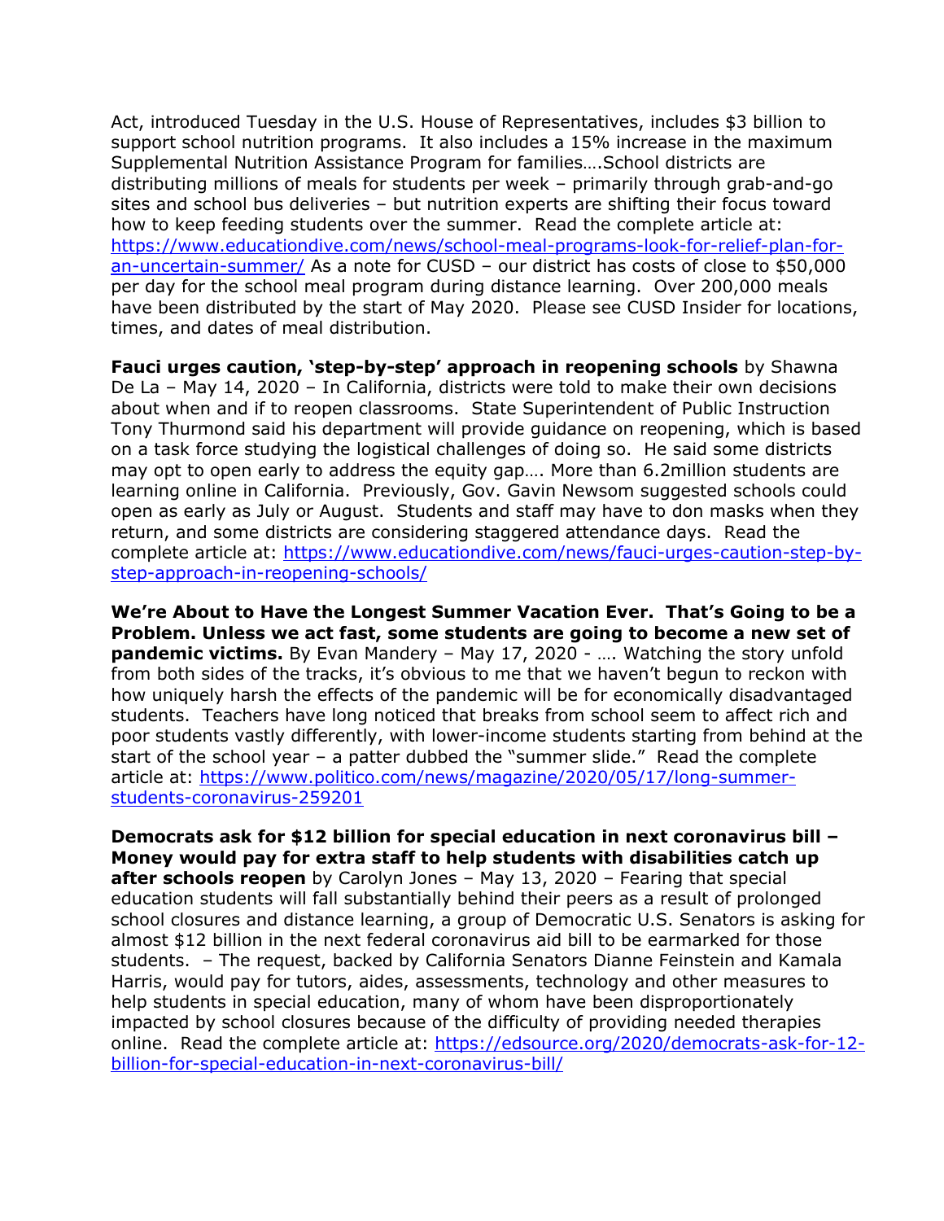Act, introduced Tuesday in the U.S. House of Representatives, includes $3 billion to support school nutrition programs. It also includes a 15% increase in the maximum Supplemental Nutrition Assistance Program for families….School districts are distributing millions of meals for students per week – primarily through grab-and-go sites and school bus deliveries – but nutrition experts are shifting their focus toward how to keep feeding students over the summer. Read the complete article at: [https://www.educationdive.com/news/school-meal-programs-look-for-relief-plan-for-an-uncertain-summer/](https://www.educationdive.com/news/school-meal-programs-look-for-relief-plan-for-an-uncertain-summer/) As a note for CUSD – our district has costs of close to $50,000 per day for the school meal program during distance learning. Over 200,000 meals have been distributed by the start of May 2020. Please see CUSD Insider for locations, times, and dates of meal distribution.

**Fauci urges caution, 'step-by-step' approach in reopening schools** by Shawna De La – May 14, 2020 – In California, districts were told to make their own decisions about when and if to reopen classrooms. State Superintendent of Public Instruction Tony Thurmond said his department will provide guidance on reopening, which is based on a task force studying the logistical challenges of doing so. He said some districts may opt to open early to address the equity gap…. More than 6.2million students are learning online in California. Previously, Gov. Gavin Newsom suggested schools could open as early as July or August. Students and staff may have to don masks when they return, and some districts are considering staggered attendance days. Read the complete article at: [https://www.educationdive.com/news/fauci-urges-caution-step-by-step-approach-in-reopening-schools/](https://www.educationdive.com/news/fauci-urges-caution-step-by-step-approach-in-reopening-schools/)

**We're About to Have the Longest Summer Vacation Ever. That's Going to be a Problem. Unless we act fast, some students are going to become a new set of pandemic victims.** By Evan Mandery – May 17, 2020 - …. Watching the story unfold from both sides of the tracks, it's obvious to me that we haven't begun to reckon with how uniquely harsh the effects of the pandemic will be for economically disadvantaged students. Teachers have long noticed that breaks from school seem to affect rich and poor students vastly differently, with lower-income students starting from behind at the start of the school year – a patter dubbed the "summer slide." Read the complete article at: [https://www.politico.com/news/magazine/2020/05/17/long-summer-students-coronavirus-259201](https://www.politico.com/news/magazine/2020/05/17/long-summer-students-coronavirus-259201)

**Democrats ask for $12 billion for special education in next coronavirus bill – Money would pay for extra staff to help students with disabilities catch up after schools reopen** by Carolyn Jones – May 13, 2020 – Fearing that special education students will fall substantially behind their peers as a result of prolonged school closures and distance learning, a group of Democratic U.S. Senators is asking for almost $12 billion in the next federal coronavirus aid bill to be earmarked for those students. – The request, backed by California Senators Dianne Feinstein and Kamala Harris, would pay for tutors, aides, assessments, technology and other measures to help students in special education, many of whom have been disproportionately impacted by school closures because of the difficulty of providing needed therapies online. Read the complete article at: [https://edsource.org/2020/democrats-ask-for-12-billion-for-special-education-in-next-coronavirus-bill/](https://edsource.org/2020/democrats-ask-for-12-billion-for-special-education-in-next-coronavirus-bill/)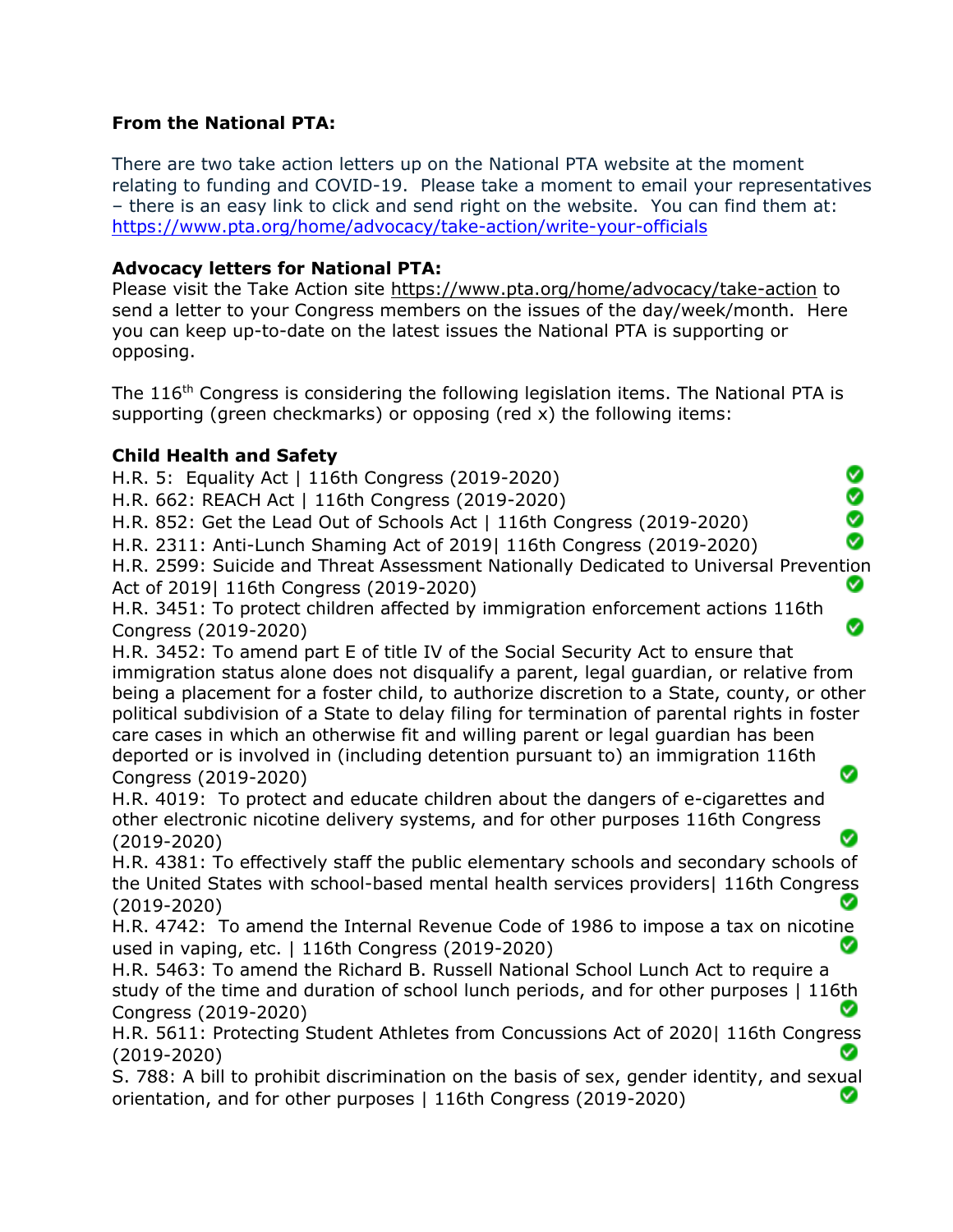**From the National PTA:**

There are two take action letters up on the National PTA website at the moment relating to funding and COVID-19. Please take a moment to email your representatives – there is an easy link to click and send right on the website. You can find them at: https://www.pta.org/home/advocacy/take-action/write-your-officials

**Advocacy letters for National PTA:**
Please visit the Take Action site https://www.pta.org/home/advocacy/take-action to send a letter to your Congress members on the issues of the day/week/month. Here you can keep up-to-date on the latest issues the National PTA is supporting or opposing.

The 116th Congress is considering the following legislation items. The National PTA is supporting (green checkmarks) or opposing (red x) the following items:

**Child Health and Safety**

- H.R. 5: Equality Act | 116th Congress (2019-2020) ✅
- H.R. 662: REACH Act | 116th Congress (2019-2020) ✅
- H.R. 852: Get the Lead Out of Schools Act | 116th Congress (2019-2020) ✅
- H.R. 2311: Anti-Lunch Shaming Act of 2019| 116th Congress (2019-2020) ✅
- H.R. 2599: Suicide and Threat Assessment Nationally Dedicated to Universal Prevention Act of 2019| 116th Congress (2019-2020) ✅
- H.R. 3451: To protect children affected by immigration enforcement actions 116th Congress (2019-2020) ✅
- H.R. 3452: To amend part E of title IV of the Social Security Act to ensure that immigration status alone does not disqualify a parent, legal guardian, or relative from being a placement for a foster child, to authorize discretion to a State, county, or other political subdivision of a State to delay filing for termination of parental rights in foster care cases in which an otherwise fit and willing parent or legal guardian has been deported or is involved in (including detention pursuant to) an immigration 116th Congress (2019-2020) ✅
- H.R. 4019: To protect and educate children about the dangers of e-cigarettes and other electronic nicotine delivery systems, and for other purposes 116th Congress (2019-2020) ✅
- H.R. 4381: To effectively staff the public elementary schools and secondary schools of the United States with school-based mental health services providers| 116th Congress (2019-2020) ✅
- H.R. 4742: To amend the Internal Revenue Code of 1986 to impose a tax on nicotine used in vaping, etc. | 116th Congress (2019-2020) ✅
- H.R. 5463: To amend the Richard B. Russell National School Lunch Act to require a study of the time and duration of school lunch periods, and for other purposes | 116th Congress (2019-2020) ✅
- H.R. 5611: Protecting Student Athletes from Concussions Act of 2020| 116th Congress (2019-2020) ✅
- S. 788: A bill to prohibit discrimination on the basis of sex, gender identity, and sexual orientation, and for other purposes | 116th Congress (2019-2020) ✅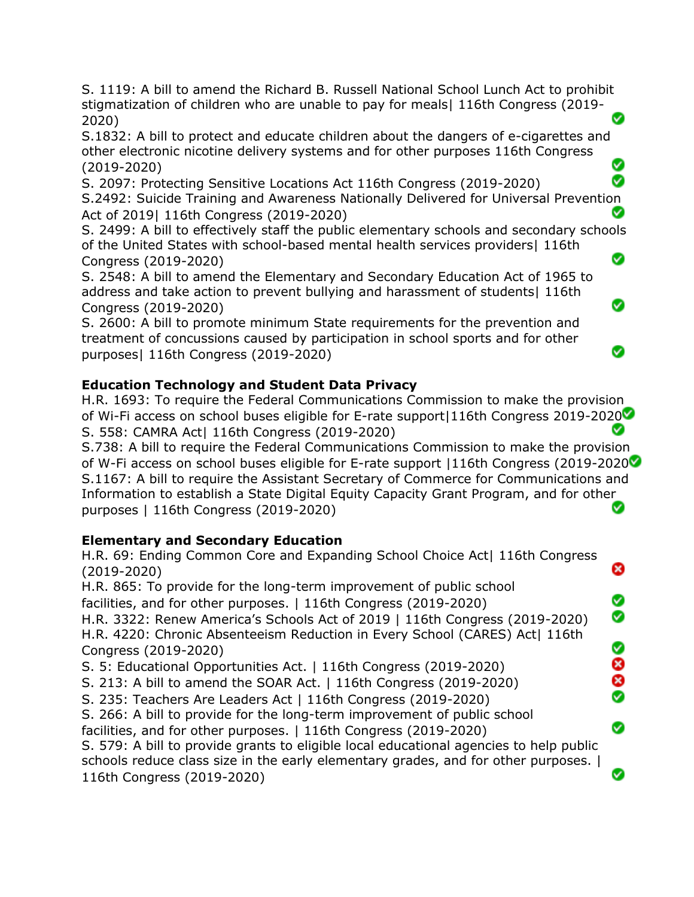S. 1119: A bill to amend the Richard B. Russell National School Lunch Act to prohibit stigmatization of children who are unable to pay for meals| 116th Congress (2019-2020) ✅

S.1832: A bill to protect and educate children about the dangers of e-cigarettes and other electronic nicotine delivery systems and for other purposes 116th Congress (2019-2020) ✅

S. 2097: Protecting Sensitive Locations Act 116th Congress (2019-2020) ✅

S.2492: Suicide Training and Awareness Nationally Delivered for Universal Prevention Act of 2019| 116th Congress (2019-2020) ✅

S. 2499: A bill to effectively staff the public elementary schools and secondary schools of the United States with school-based mental health services providers| 116th Congress (2019-2020) ✅

S. 2548: A bill to amend the Elementary and Secondary Education Act of 1965 to address and take action to prevent bullying and harassment of students| 116th Congress (2019-2020) ✅

S. 2600: A bill to promote minimum State requirements for the prevention and treatment of concussions caused by participation in school sports and for other purposes| 116th Congress (2019-2020) ✅

**Education Technology and Student Data Privacy**

H.R. 1693: To require the Federal Communications Commission to make the provision of Wi-Fi access on school buses eligible for E-rate support|116th Congress 2019-2020 ✅

S. 558: CAMRA Act| 116th Congress (2019-2020) ✅

S.738: A bill to require the Federal Communications Commission to make the provision of W-Fi access on school buses eligible for E-rate support |116th Congress (2019-2020 ✅

S.1167: A bill to require the Assistant Secretary of Commerce for Communications and Information to establish a State Digital Equity Capacity Grant Program, and for other purposes | 116th Congress (2019-2020) ✅

**Elementary and Secondary Education**

H.R. 69: Ending Common Core and Expanding School Choice Act| 116th Congress (2019-2020) ❌

H.R. 865: To provide for the long-term improvement of public school facilities, and for other purposes. | 116th Congress (2019-2020) ✅

H.R. 3322: Renew America's Schools Act of 2019 | 116th Congress (2019-2020) ✅

H.R. 4220: Chronic Absenteeism Reduction in Every School (CARES) Act| 116th Congress (2019-2020) ✅

S. 5: Educational Opportunities Act. | 116th Congress (2019-2020) ❌

S. 213: A bill to amend the SOAR Act. | 116th Congress (2019-2020) ❌

S. 235: Teachers Are Leaders Act | 116th Congress (2019-2020) ✅

S. 266: A bill to provide for the long-term improvement of public school facilities, and for other purposes. | 116th Congress (2019-2020) ✅

S. 579: A bill to provide grants to eligible local educational agencies to help public schools reduce class size in the early elementary grades, and for other purposes. | 116th Congress (2019-2020) ✅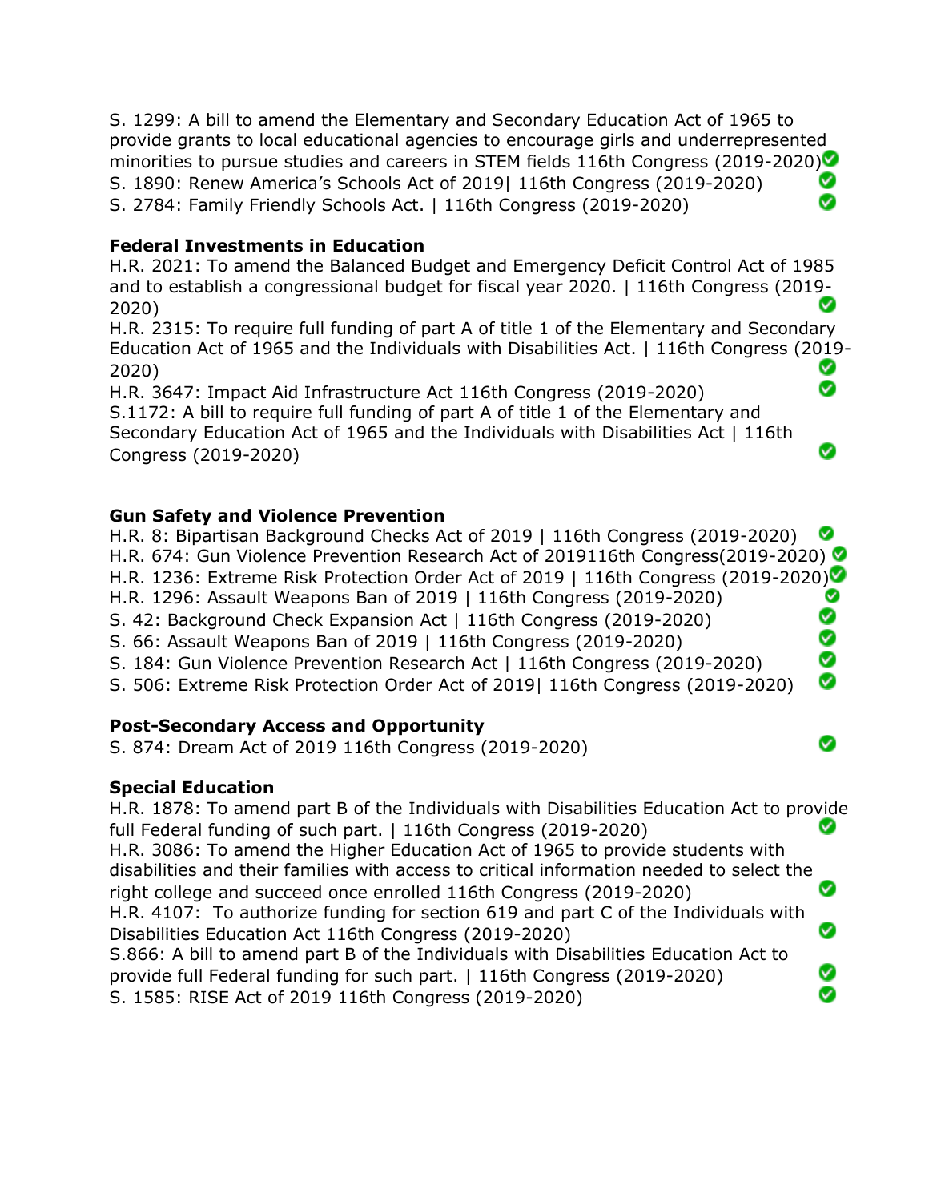S. 1299: A bill to amend the Elementary and Secondary Education Act of 1965 to provide grants to local educational agencies to encourage girls and underrepresented minorities to pursue studies and careers in STEM fields 116th Congress (2019-2020) ✅
S. 1890: Renew America's Schools Act of 2019| 116th Congress (2019-2020) ✅
S. 2784: Family Friendly Schools Act. | 116th Congress (2019-2020) ✅

**Federal Investments in Education**

H.R. 2021: To amend the Balanced Budget and Emergency Deficit Control Act of 1985 and to establish a congressional budget for fiscal year 2020. | 116th Congress (2019-2020) ✅
H.R. 2315: To require full funding of part A of title 1 of the Elementary and Secondary Education Act of 1965 and the Individuals with Disabilities Act. | 116th Congress (2019-2020) ✅
H.R. 3647: Impact Aid Infrastructure Act 116th Congress (2019-2020) ✅
S.1172: A bill to require full funding of part A of title 1 of the Elementary and Secondary Education Act of 1965 and the Individuals with Disabilities Act | 116th Congress (2019-2020) ✅

**Gun Safety and Violence Prevention**

H.R. 8: Bipartisan Background Checks Act of 2019 | 116th Congress (2019-2020) ✅
H.R. 674: Gun Violence Prevention Research Act of 2019116th Congress(2019-2020) ✅
H.R. 1236: Extreme Risk Protection Order Act of 2019 | 116th Congress (2019-2020) ✅
H.R. 1296: Assault Weapons Ban of 2019 | 116th Congress (2019-2020) ✅
S. 42: Background Check Expansion Act | 116th Congress (2019-2020) ✅
S. 66: Assault Weapons Ban of 2019 | 116th Congress (2019-2020) ✅
S. 184: Gun Violence Prevention Research Act | 116th Congress (2019-2020) ✅
S. 506: Extreme Risk Protection Order Act of 2019| 116th Congress (2019-2020) ✅

**Post-Secondary Access and Opportunity**

S. 874: Dream Act of 2019 116th Congress (2019-2020) ✅

**Special Education**

H.R. 1878: To amend part B of the Individuals with Disabilities Education Act to provide full Federal funding of such part. | 116th Congress (2019-2020) ✅
H.R. 3086: To amend the Higher Education Act of 1965 to provide students with disabilities and their families with access to critical information needed to select the right college and succeed once enrolled 116th Congress (2019-2020) ✅
H.R. 4107: To authorize funding for section 619 and part C of the Individuals with Disabilities Education Act 116th Congress (2019-2020) ✅
S.866: A bill to amend part B of the Individuals with Disabilities Education Act to provide full Federal funding for such part. | 116th Congress (2019-2020) ✅
S. 1585: RISE Act of 2019 116th Congress (2019-2020) ✅